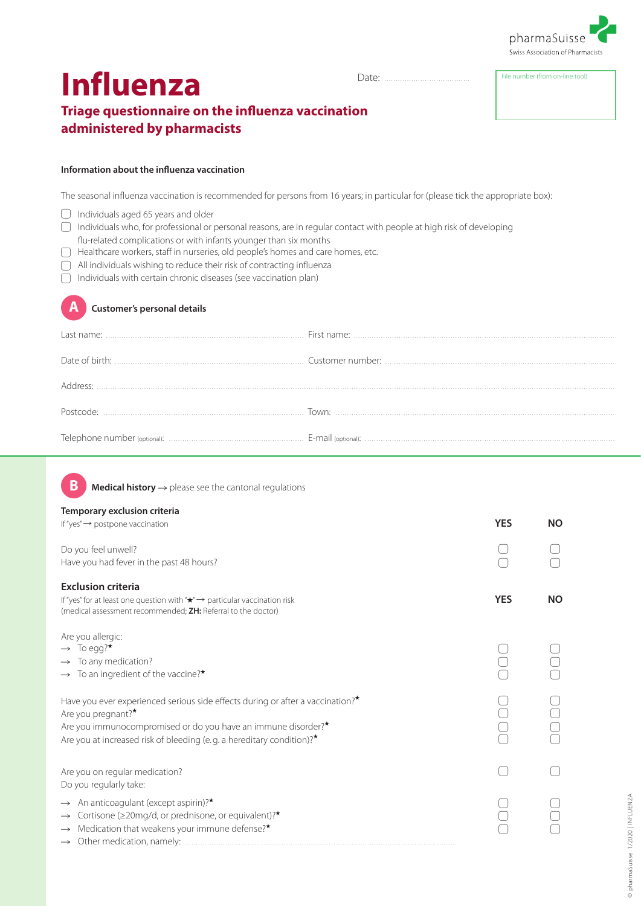pharmaSuisse
Swiss Association of Pharmacists

# Influenza

Date: ....................................

File number (from on-line tool)

## Triage questionnaire on the influenza vaccination administered by pharmacists

**Information about the influenza vaccination**

The seasonal influenza vaccination is recommended for persons from 16 years; in particular for (please tick the appropriate box):

- ☐ Individuals aged 65 years and older
- ☐ Individuals who, for professional or personal reasons, are in regular contact with people at high risk of developing flu-related complications or with infants younger than six months
- ☐ Healthcare workers, staff in nurseries, old people's homes and care homes, etc.
- ☐ All individuals wishing to reduce their risk of contracting influenza
- ☐ Individuals with certain chronic diseases (see vaccination plan)

### A Customer's personal details

Last name: .................................... First name: ....................................

Date of birth: .................................... Customer number: ....................................

Address: ....................................

Postcode: .................................... Town: ....................................

Telephone number (optional): .................................... E-mail (optional): ....................................

### B Medical history → please see the cantonal regulations

**Temporary exclusion criteria**
If "yes" → postpone vaccination

| | YES | NO |
|---|---|---|
| Do you feel unwell? | ☐ | ☐ |
| Have you had fever in the past 48 hours? | ☐ | ☐ |

**Exclusion criteria**
If "yes" for at least one question with "★" → particular vaccination risk (medical assessment recommended; **ZH:** Referral to the doctor)

| | YES | NO |
|---|---|---|
| Are you allergic: | | |
| → To egg?★ | ☐ | ☐ |
| → To any medication? | ☐ | ☐ |
| → To an ingredient of the vaccine?★ | ☐ | ☐ |
| Have you ever experienced serious side effects during or after a vaccination?★ | ☐ | ☐ |
| Are you pregnant?★ | ☐ | ☐ |
| Are you immunocompromised or do you have an immune disorder?★ | ☐ | ☐ |
| Are you at increased risk of bleeding (e.g. a hereditary condition)?★ | ☐ | ☐ |
| Are you on regular medication? | ☐ | ☐ |
| Do you regularly take: | | |
| → An anticoagulant (except aspirin)?★ | ☐ | ☐ |
| → Cortisone (≥20mg/d, or prednisone, or equivalent)?★ | ☐ | ☐ |
| → Medication that weakens your immune defense?★ | ☐ | ☐ |
| → Other medication, namely: .................................... | | |

© pharmaSuisse 1/2020 | INFLUENZA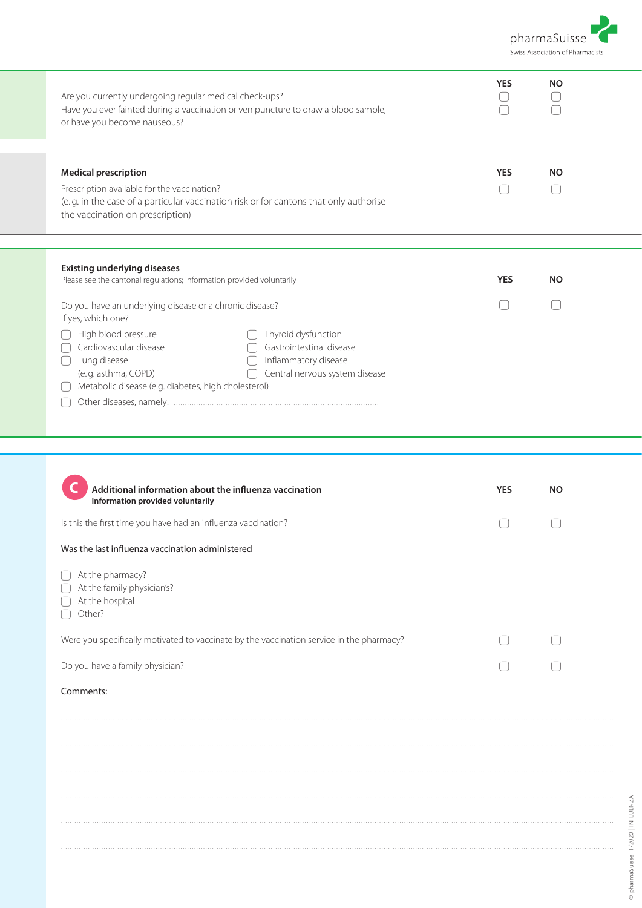| | YES | NO |
|---|---|---|
| Are you currently undergoing regular medical check-ups? | ☐ | ☐ |
| Have you ever fainted during a vaccination or venipuncture to draw a blood sample, or have you become nauseous? | ☐ | ☐ |

**Medical prescription**

| | YES | NO |
|---|---|---|
| Prescription available for the vaccination? (e.g. in the case of a particular vaccination risk or for cantons that only authorise the vaccination on prescription) | ☐ | ☐ |

**Existing underlying diseases**

Please see the cantonal regulations; information provided voluntarily

| | YES | NO |
|---|---|---|
| Do you have an underlying disease or a chronic disease? | ☐ | ☐ |

If yes, which one?

- ☐ High blood pressure
- ☐ Cardiovascular disease
- ☐ Lung disease (e.g. asthma, COPD)
- ☐ Thyroid dysfunction
- ☐ Gastrointestinal disease
- ☐ Inflammatory disease
- ☐ Central nervous system disease
- ☐ Metabolic disease (e.g. diabetes, high cholesterol)
- ☐ Other diseases, namely: ..............................................................................

## C Additional information about the influenza vaccination

**Information provided voluntarily**

| | YES | NO |
|---|---|---|
| Is this the first time you have had an influenza vaccination? | ☐ | ☐ |

Was the last influenza vaccination administered

- ☐ At the pharmacy?
- ☐ At the family physician's?
- ☐ At the hospital
- ☐ Other?

| | YES | NO |
|---|---|---|
| Were you specifically motivated to vaccinate by the vaccination service in the pharmacy? | ☐ | ☐ |
| Do you have a family physician? | ☐ | ☐ |

Comments:

..............................................................................

..............................................................................

..............................................................................

..............................................................................

..............................................................................

..............................................................................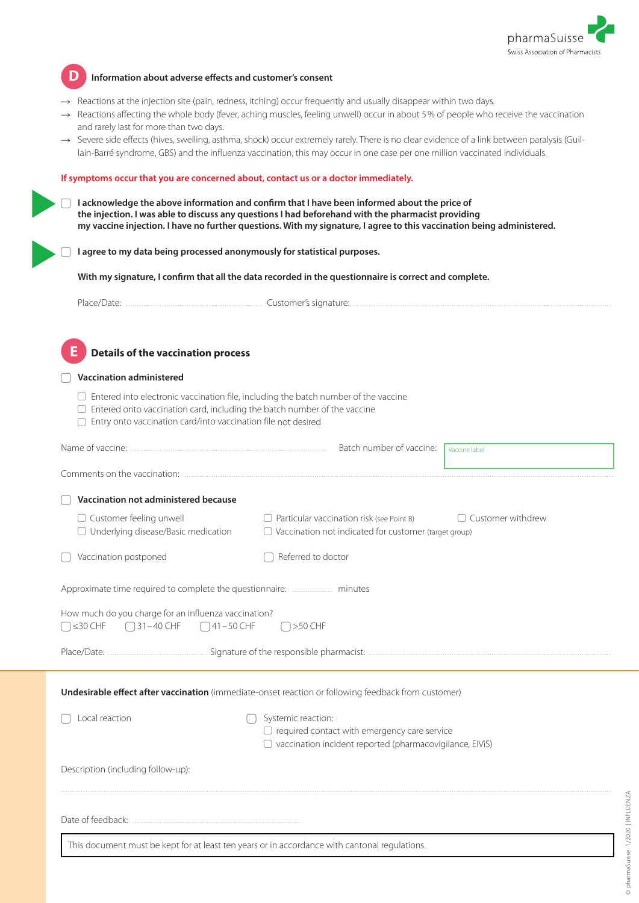## D Information about adverse effects and customer's consent

→ Reactions at the injection site (pain, redness, itching) occur frequently and usually disappear within two days.
→ Reactions affecting the whole body (fever, aching muscles, feeling unwell) occur in about 5 % of people who receive the vaccination and rarely last for more than two days.
→ Severe side effects (hives, swelling, asthma, shock) occur extremely rarely. There is no clear evidence of a link between paralysis (Guillain-Barré syndrome, GBS) and the influenza vaccination; this may occur in one case per one million vaccinated individuals.

**If symptoms occur that you are concerned about, contact us or a doctor immediately.**

☐ **I acknowledge the above information and confirm that I have been informed about the price of the injection. I was able to discuss any questions I had beforehand with the pharmacist providing my vaccine injection. I have no further questions. With my signature, I agree to this vaccination being administered.**

☐ **I agree to my data being processed anonymously for statistical purposes.**

**With my signature, I confirm that all the data recorded in the questionnaire is correct and complete.**

Place/Date: .................................... Customer's signature: ....................................

## E Details of the vaccination process

☐ **Vaccination administered**

- ☐ Entered into electronic vaccination file, including the batch number of the vaccine
- ☐ Entered onto vaccination card, including the batch number of the vaccine
- ☐ Entry onto vaccination card/into vaccination file not desired

Name of vaccine: .................................... Batch number of vaccine: [Vaccine label]

Comments on the vaccination: ....................................

☐ **Vaccination not administered because**

- ☐ Customer feeling unwell
- ☐ Underlying disease/Basic medication
- ☐ Particular vaccination risk (see Point B)
- ☐ Vaccination not indicated for customer (target group)
- ☐ Customer withdrew

☐ Vaccination postponed ☐ Referred to doctor

Approximate time required to complete the questionnaire: .......... minutes

How much do you charge for an influenza vaccination?
☐ ≤30 CHF ☐ 31 – 40 CHF ☐ 41 – 50 CHF ☐ >50 CHF

Place/Date: .................................... Signature of the responsible pharmacist: ....................................

**Undesirable effect after vaccination** (immediate-onset reaction or following feedback from customer)

☐ Local reaction

☐ Systemic reaction:
- ☐ required contact with emergency care service
- ☐ vaccination incident reported (pharmacovigilance, ElViS)

Description (including follow-up):

....................................

Date of feedback: ....................................

This document must be kept for at least ten years or in accordance with cantonal regulations.

© pharmaSuisse 1/2020 | INFLUENZA